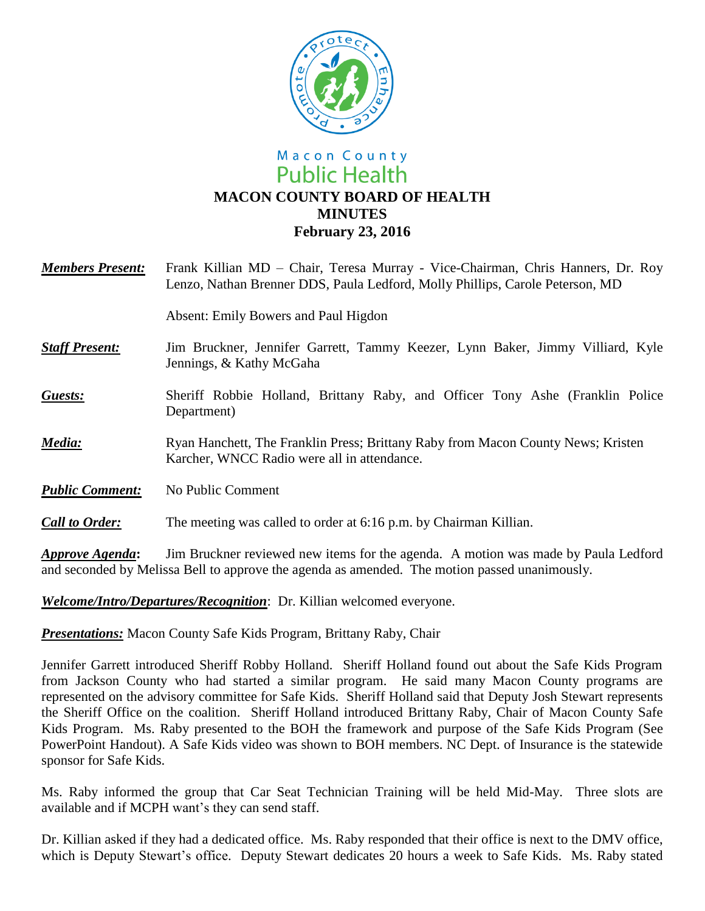Macon County
Public Health

# MACON COUNTY BOARD OF HEALTH
## MINUTES
## February 23, 2016

***Members Present:*** Frank Killian MD – Chair, Teresa Murray - Vice-Chairman, Chris Hanners, Dr. Roy Lenzo, Nathan Brenner DDS, Paula Ledford, Molly Phillips, Carole Peterson, MD

Absent: Emily Bowers and Paul Higdon

***Staff Present:*** Jim Bruckner, Jennifer Garrett, Tammy Keezer, Lynn Baker, Jimmy Villiard, Kyle Jennings, & Kathy McGaha

***Guests:*** Sheriff Robbie Holland, Brittany Raby, and Officer Tony Ashe (Franklin Police Department)

***Media:*** Ryan Hanchett, The Franklin Press; Brittany Raby from Macon County News; Kristen Karcher, WNCC Radio were all in attendance.

***Public Comment:*** No Public Comment

***Call to Order:*** The meeting was called to order at 6:16 p.m. by Chairman Killian.

***Approve Agenda*:** Jim Bruckner reviewed new items for the agenda. A motion was made by Paula Ledford and seconded by Melissa Bell to approve the agenda as amended. The motion passed unanimously.

***Welcome/Intro/Departures/Recognition***: Dr. Killian welcomed everyone.

***Presentations:*** Macon County Safe Kids Program, Brittany Raby, Chair

Jennifer Garrett introduced Sheriff Robby Holland. Sheriff Holland found out about the Safe Kids Program from Jackson County who had started a similar program. He said many Macon County programs are represented on the advisory committee for Safe Kids. Sheriff Holland said that Deputy Josh Stewart represents the Sheriff Office on the coalition. Sheriff Holland introduced Brittany Raby, Chair of Macon County Safe Kids Program. Ms. Raby presented to the BOH the framework and purpose of the Safe Kids Program (See PowerPoint Handout). A Safe Kids video was shown to BOH members. NC Dept. of Insurance is the statewide sponsor for Safe Kids.

Ms. Raby informed the group that Car Seat Technician Training will be held Mid-May. Three slots are available and if MCPH want's they can send staff.

Dr. Killian asked if they had a dedicated office. Ms. Raby responded that their office is next to the DMV office, which is Deputy Stewart's office. Deputy Stewart dedicates 20 hours a week to Safe Kids. Ms. Raby stated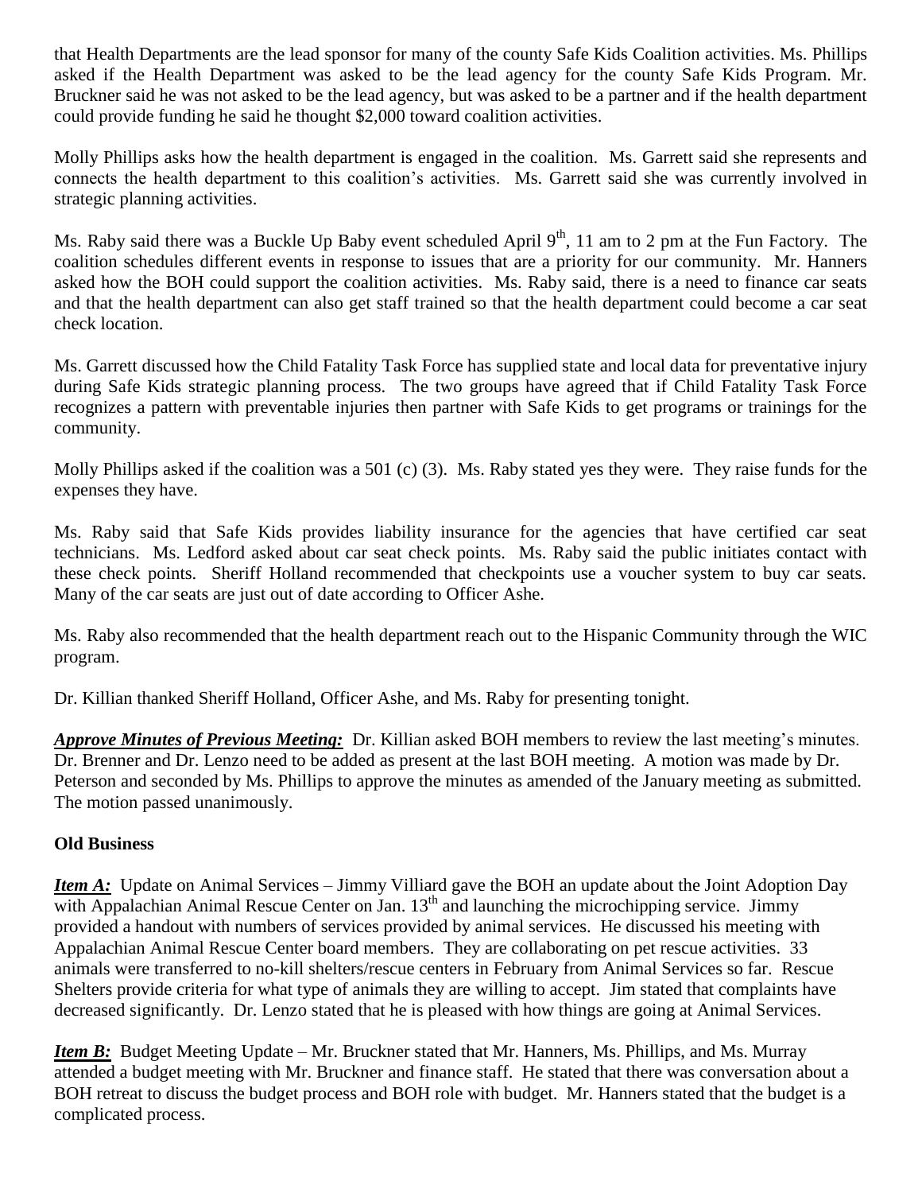that Health Departments are the lead sponsor for many of the county Safe Kids Coalition activities. Ms. Phillips asked if the Health Department was asked to be the lead agency for the county Safe Kids Program. Mr. Bruckner said he was not asked to be the lead agency, but was asked to be a partner and if the health department could provide funding he said he thought $2,000 toward coalition activities.

Molly Phillips asks how the health department is engaged in the coalition. Ms. Garrett said she represents and connects the health department to this coalition's activities. Ms. Garrett said she was currently involved in strategic planning activities.

Ms. Raby said there was a Buckle Up Baby event scheduled April 9th, 11 am to 2 pm at the Fun Factory. The coalition schedules different events in response to issues that are a priority for our community. Mr. Hanners asked how the BOH could support the coalition activities. Ms. Raby said, there is a need to finance car seats and that the health department can also get staff trained so that the health department could become a car seat check location.

Ms. Garrett discussed how the Child Fatality Task Force has supplied state and local data for preventative injury during Safe Kids strategic planning process. The two groups have agreed that if Child Fatality Task Force recognizes a pattern with preventable injuries then partner with Safe Kids to get programs or trainings for the community.

Molly Phillips asked if the coalition was a 501 (c) (3). Ms. Raby stated yes they were. They raise funds for the expenses they have.

Ms. Raby said that Safe Kids provides liability insurance for the agencies that have certified car seat technicians. Ms. Ledford asked about car seat check points. Ms. Raby said the public initiates contact with these check points. Sheriff Holland recommended that checkpoints use a voucher system to buy car seats. Many of the car seats are just out of date according to Officer Ashe.

Ms. Raby also recommended that the health department reach out to the Hispanic Community through the WIC program.

Dr. Killian thanked Sheriff Holland, Officer Ashe, and Ms. Raby for presenting tonight.

***Approve Minutes of Previous Meeting:*** Dr. Killian asked BOH members to review the last meeting's minutes. Dr. Brenner and Dr. Lenzo need to be added as present at the last BOH meeting. A motion was made by Dr. Peterson and seconded by Ms. Phillips to approve the minutes as amended of the January meeting as submitted. The motion passed unanimously.

**Old Business**

***Item A:*** Update on Animal Services – Jimmy Villiard gave the BOH an update about the Joint Adoption Day with Appalachian Animal Rescue Center on Jan. 13th and launching the microchipping service. Jimmy provided a handout with numbers of services provided by animal services. He discussed his meeting with Appalachian Animal Rescue Center board members. They are collaborating on pet rescue activities. 33 animals were transferred to no-kill shelters/rescue centers in February from Animal Services so far. Rescue Shelters provide criteria for what type of animals they are willing to accept. Jim stated that complaints have decreased significantly. Dr. Lenzo stated that he is pleased with how things are going at Animal Services.

***Item B:*** Budget Meeting Update – Mr. Bruckner stated that Mr. Hanners, Ms. Phillips, and Ms. Murray attended a budget meeting with Mr. Bruckner and finance staff. He stated that there was conversation about a BOH retreat to discuss the budget process and BOH role with budget. Mr. Hanners stated that the budget is a complicated process.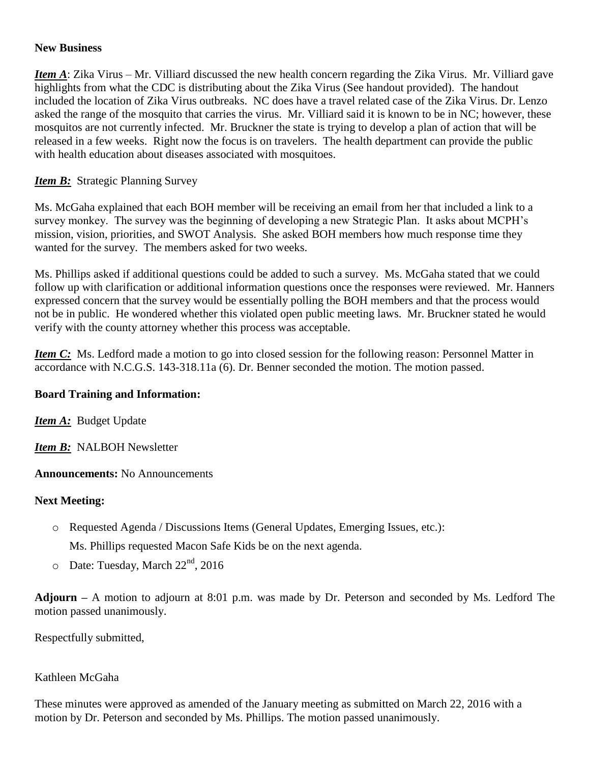**New Business**

***Item A***: Zika Virus – Mr. Villiard discussed the new health concern regarding the Zika Virus. Mr. Villiard gave highlights from what the CDC is distributing about the Zika Virus (See handout provided). The handout included the location of Zika Virus outbreaks. NC does have a travel related case of the Zika Virus. Dr. Lenzo asked the range of the mosquito that carries the virus. Mr. Villiard said it is known to be in NC; however, these mosquitos are not currently infected. Mr. Bruckner the state is trying to develop a plan of action that will be released in a few weeks. Right now the focus is on travelers. The health department can provide the public with health education about diseases associated with mosquitoes.

***Item B:*** Strategic Planning Survey

Ms. McGaha explained that each BOH member will be receiving an email from her that included a link to a survey monkey. The survey was the beginning of developing a new Strategic Plan. It asks about MCPH's mission, vision, priorities, and SWOT Analysis. She asked BOH members how much response time they wanted for the survey. The members asked for two weeks.

Ms. Phillips asked if additional questions could be added to such a survey. Ms. McGaha stated that we could follow up with clarification or additional information questions once the responses were reviewed. Mr. Hanners expressed concern that the survey would be essentially polling the BOH members and that the process would not be in public. He wondered whether this violated open public meeting laws. Mr. Bruckner stated he would verify with the county attorney whether this process was acceptable.

***Item C:*** Ms. Ledford made a motion to go into closed session for the following reason: Personnel Matter in accordance with N.C.G.S. 143-318.11a (6). Dr. Benner seconded the motion. The motion passed.

**Board Training and Information:**

***Item A:*** Budget Update

***Item B:*** NALBOH Newsletter

**Announcements:** No Announcements

**Next Meeting:**

- Requested Agenda / Discussions Items (General Updates, Emerging Issues, etc.):
  Ms. Phillips requested Macon Safe Kids be on the next agenda.
- Date: Tuesday, March 22nd, 2016

**Adjourn –** A motion to adjourn at 8:01 p.m. was made by Dr. Peterson and seconded by Ms. Ledford The motion passed unanimously.

Respectfully submitted,

Kathleen McGaha

These minutes were approved as amended of the January meeting as submitted on March 22, 2016 with a motion by Dr. Peterson and seconded by Ms. Phillips. The motion passed unanimously.